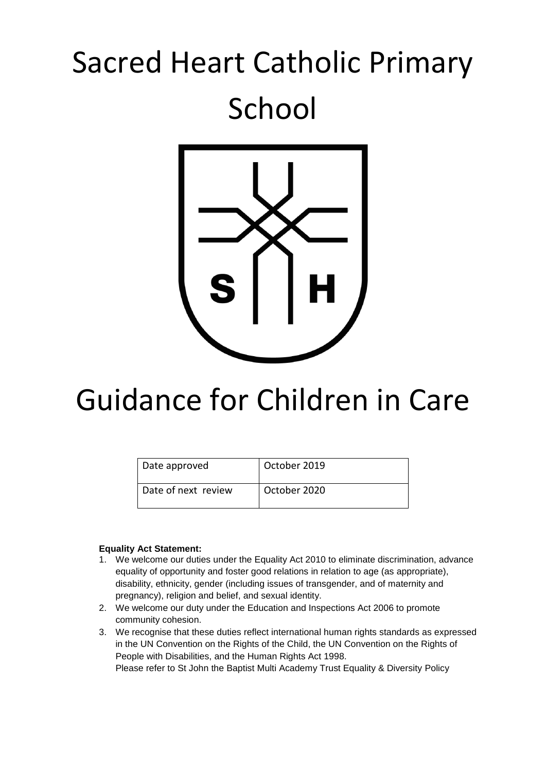# Sacred Heart Catholic Primary School

# Guidance for Children in Care

| Date approved | October 2019 |
|---|---|
| Date of next review | October 2020 |

**Equality Act Statement:**

1. We welcome our duties under the Equality Act 2010 to eliminate discrimination, advance equality of opportunity and foster good relations in relation to age (as appropriate), disability, ethnicity, gender (including issues of transgender, and of maternity and pregnancy), religion and belief, and sexual identity.
2. We welcome our duty under the Education and Inspections Act 2006 to promote community cohesion.
3. We recognise that these duties reflect international human rights standards as expressed in the UN Convention on the Rights of the Child, the UN Convention on the Rights of People with Disabilities, and the Human Rights Act 1998.
   Please refer to St John the Baptist Multi Academy Trust Equality & Diversity Policy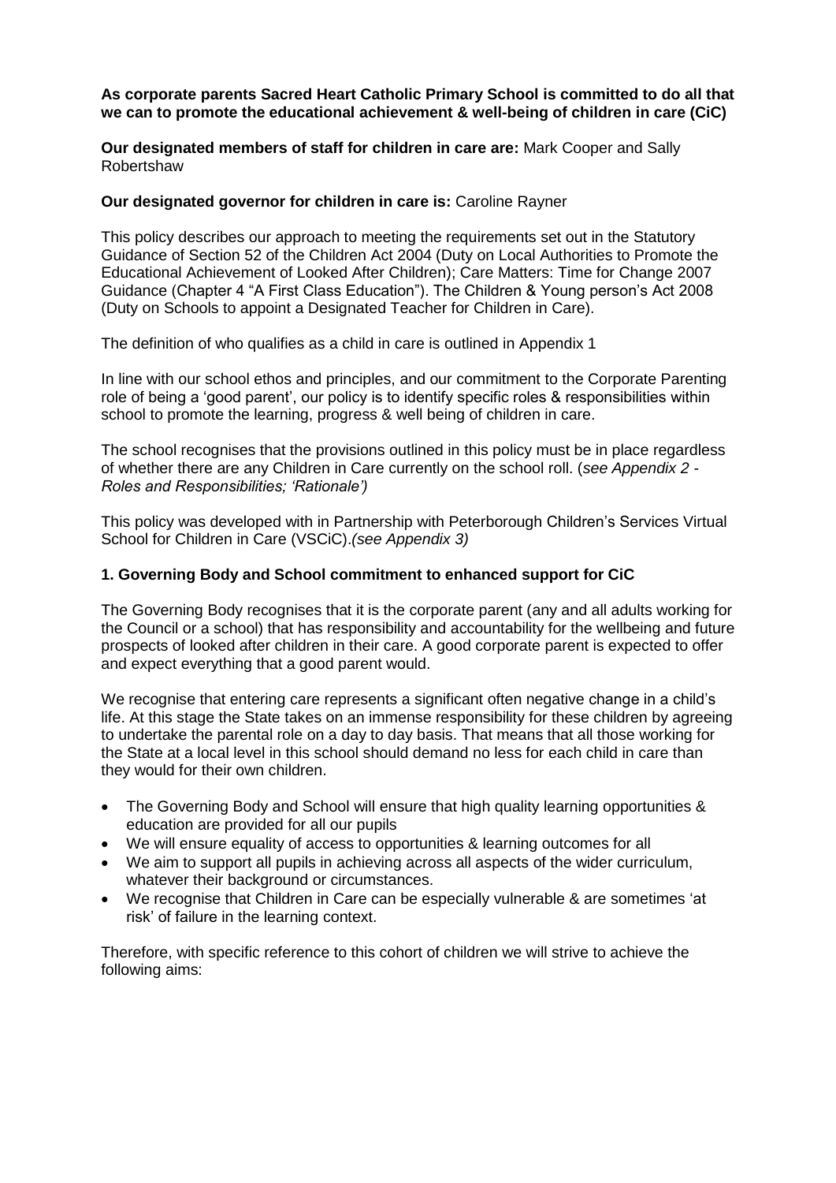**As corporate parents Sacred Heart Catholic Primary School is committed to do all that we can to promote the educational achievement & well-being of children in care (CiC)**

**Our designated members of staff for children in care are:** Mark Cooper and Sally Robertshaw

**Our designated governor for children in care is:** Caroline Rayner

This policy describes our approach to meeting the requirements set out in the Statutory Guidance of Section 52 of the Children Act 2004 (Duty on Local Authorities to Promote the Educational Achievement of Looked After Children); Care Matters: Time for Change 2007 Guidance (Chapter 4 "A First Class Education"). The Children & Young person's Act 2008 (Duty on Schools to appoint a Designated Teacher for Children in Care).

The definition of who qualifies as a child in care is outlined in Appendix 1

In line with our school ethos and principles, and our commitment to the Corporate Parenting role of being a 'good parent', our policy is to identify specific roles & responsibilities within school to promote the learning, progress & well being of children in care.

The school recognises that the provisions outlined in this policy must be in place regardless of whether there are any Children in Care currently on the school roll. (*see Appendix 2 - Roles and Responsibilities; 'Rationale')*

This policy was developed with in Partnership with Peterborough Children's Services Virtual School for Children in Care (VSCiC).*(see Appendix 3)*

## 1. Governing Body and School commitment to enhanced support for CiC

The Governing Body recognises that it is the corporate parent (any and all adults working for the Council or a school) that has responsibility and accountability for the wellbeing and future prospects of looked after children in their care. A good corporate parent is expected to offer and expect everything that a good parent would.

We recognise that entering care represents a significant often negative change in a child's life. At this stage the State takes on an immense responsibility for these children by agreeing to undertake the parental role on a day to day basis. That means that all those working for the State at a local level in this school should demand no less for each child in care than they would for their own children.

- The Governing Body and School will ensure that high quality learning opportunities & education are provided for all our pupils
- We will ensure equality of access to opportunities & learning outcomes for all
- We aim to support all pupils in achieving across all aspects of the wider curriculum, whatever their background or circumstances.
- We recognise that Children in Care can be especially vulnerable & are sometimes 'at risk' of failure in the learning context.

Therefore, with specific reference to this cohort of children we will strive to achieve the following aims: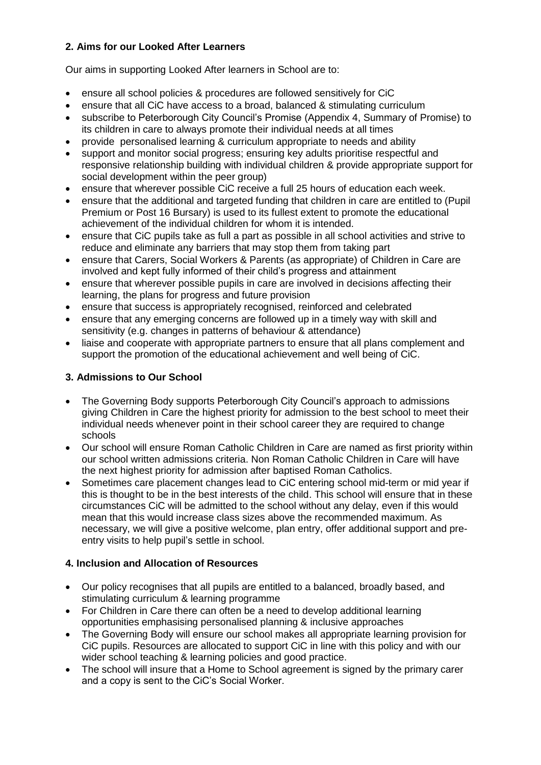## 2. Aims for our Looked After Learners

Our aims in supporting Looked After learners in School are to:

- ensure all school policies & procedures are followed sensitively for CiC
- ensure that all CiC have access to a broad, balanced & stimulating curriculum
- subscribe to Peterborough City Council's Promise (Appendix 4, Summary of Promise) to its children in care to always promote their individual needs at all times
- provide personalised learning & curriculum appropriate to needs and ability
- support and monitor social progress; ensuring key adults prioritise respectful and responsive relationship building with individual children & provide appropriate support for social development within the peer group)
- ensure that wherever possible CiC receive a full 25 hours of education each week.
- ensure that the additional and targeted funding that children in care are entitled to (Pupil Premium or Post 16 Bursary) is used to its fullest extent to promote the educational achievement of the individual children for whom it is intended.
- ensure that CiC pupils take as full a part as possible in all school activities and strive to reduce and eliminate any barriers that may stop them from taking part
- ensure that Carers, Social Workers & Parents (as appropriate) of Children in Care are involved and kept fully informed of their child's progress and attainment
- ensure that wherever possible pupils in care are involved in decisions affecting their learning, the plans for progress and future provision
- ensure that success is appropriately recognised, reinforced and celebrated
- ensure that any emerging concerns are followed up in a timely way with skill and sensitivity (e.g. changes in patterns of behaviour & attendance)
- liaise and cooperate with appropriate partners to ensure that all plans complement and support the promotion of the educational achievement and well being of CiC.

## 3. Admissions to Our School

- The Governing Body supports Peterborough City Council's approach to admissions giving Children in Care the highest priority for admission to the best school to meet their individual needs whenever point in their school career they are required to change schools
- Our school will ensure Roman Catholic Children in Care are named as first priority within our school written admissions criteria. Non Roman Catholic Children in Care will have the next highest priority for admission after baptised Roman Catholics.
- Sometimes care placement changes lead to CiC entering school mid-term or mid year if this is thought to be in the best interests of the child. This school will ensure that in these circumstances CiC will be admitted to the school without any delay, even if this would mean that this would increase class sizes above the recommended maximum. As necessary, we will give a positive welcome, plan entry, offer additional support and pre-entry visits to help pupil's settle in school.

## 4. Inclusion and Allocation of Resources

- Our policy recognises that all pupils are entitled to a balanced, broadly based, and stimulating curriculum & learning programme
- For Children in Care there can often be a need to develop additional learning opportunities emphasising personalised planning & inclusive approaches
- The Governing Body will ensure our school makes all appropriate learning provision for CiC pupils. Resources are allocated to support CiC in line with this policy and with our wider school teaching & learning policies and good practice.
- The school will insure that a Home to School agreement is signed by the primary carer and a copy is sent to the CiC's Social Worker.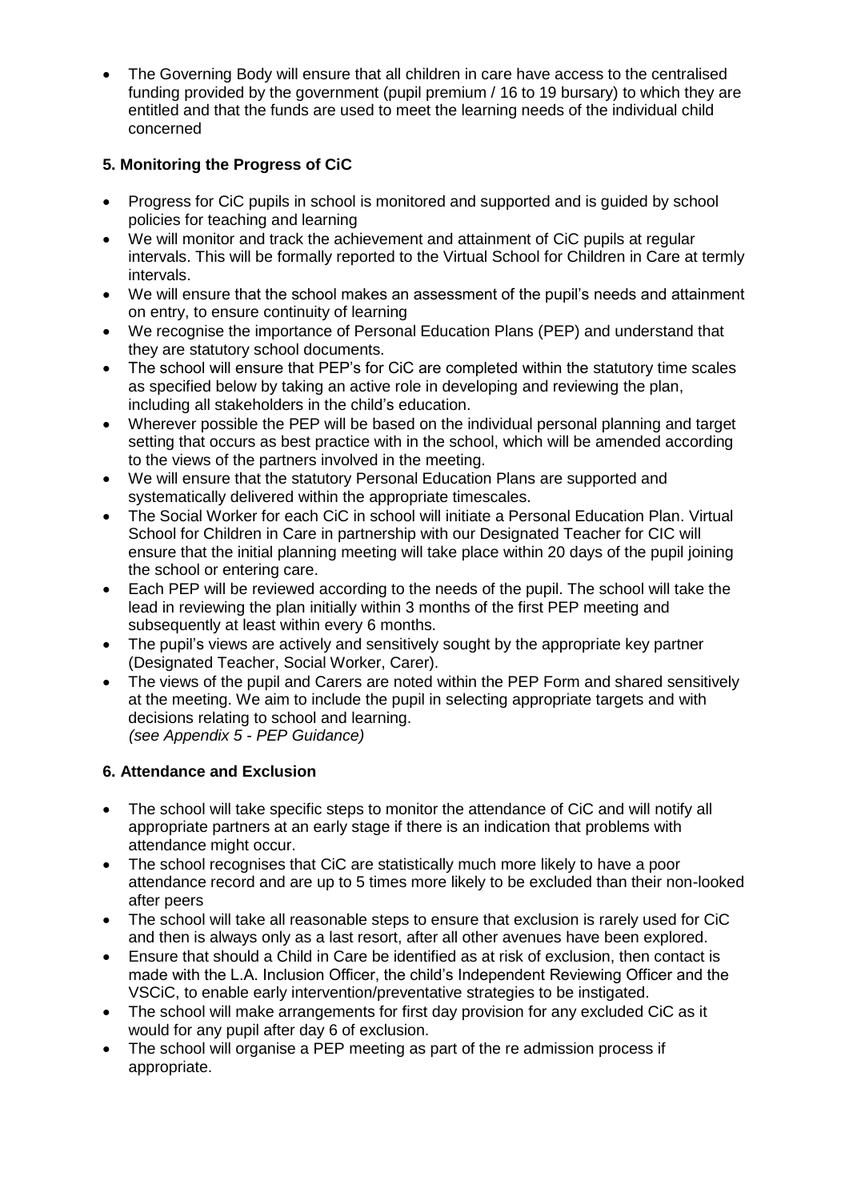- The Governing Body will ensure that all children in care have access to the centralised funding provided by the government (pupil premium / 16 to 19 bursary) to which they are entitled and that the funds are used to meet the learning needs of the individual child concerned

### 5. Monitoring the Progress of CiC

- Progress for CiC pupils in school is monitored and supported and is guided by school policies for teaching and learning
- We will monitor and track the achievement and attainment of CiC pupils at regular intervals. This will be formally reported to the Virtual School for Children in Care at termly intervals.
- We will ensure that the school makes an assessment of the pupil's needs and attainment on entry, to ensure continuity of learning
- We recognise the importance of Personal Education Plans (PEP) and understand that they are statutory school documents.
- The school will ensure that PEP's for CiC are completed within the statutory time scales as specified below by taking an active role in developing and reviewing the plan, including all stakeholders in the child's education.
- Wherever possible the PEP will be based on the individual personal planning and target setting that occurs as best practice with in the school, which will be amended according to the views of the partners involved in the meeting.
- We will ensure that the statutory Personal Education Plans are supported and systematically delivered within the appropriate timescales.
- The Social Worker for each CiC in school will initiate a Personal Education Plan. Virtual School for Children in Care in partnership with our Designated Teacher for CIC will ensure that the initial planning meeting will take place within 20 days of the pupil joining the school or entering care.
- Each PEP will be reviewed according to the needs of the pupil. The school will take the lead in reviewing the plan initially within 3 months of the first PEP meeting and subsequently at least within every 6 months.
- The pupil's views are actively and sensitively sought by the appropriate key partner (Designated Teacher, Social Worker, Carer).
- The views of the pupil and Carers are noted within the PEP Form and shared sensitively at the meeting. We aim to include the pupil in selecting appropriate targets and with decisions relating to school and learning.
  *(see Appendix 5 - PEP Guidance)*

### 6. Attendance and Exclusion

- The school will take specific steps to monitor the attendance of CiC and will notify all appropriate partners at an early stage if there is an indication that problems with attendance might occur.
- The school recognises that CiC are statistically much more likely to have a poor attendance record and are up to 5 times more likely to be excluded than their non-looked after peers
- The school will take all reasonable steps to ensure that exclusion is rarely used for CiC and then is always only as a last resort, after all other avenues have been explored.
- Ensure that should a Child in Care be identified as at risk of exclusion, then contact is made with the L.A. Inclusion Officer, the child's Independent Reviewing Officer and the VSCiC, to enable early intervention/preventative strategies to be instigated.
- The school will make arrangements for first day provision for any excluded CiC as it would for any pupil after day 6 of exclusion.
- The school will organise a PEP meeting as part of the re admission process if appropriate.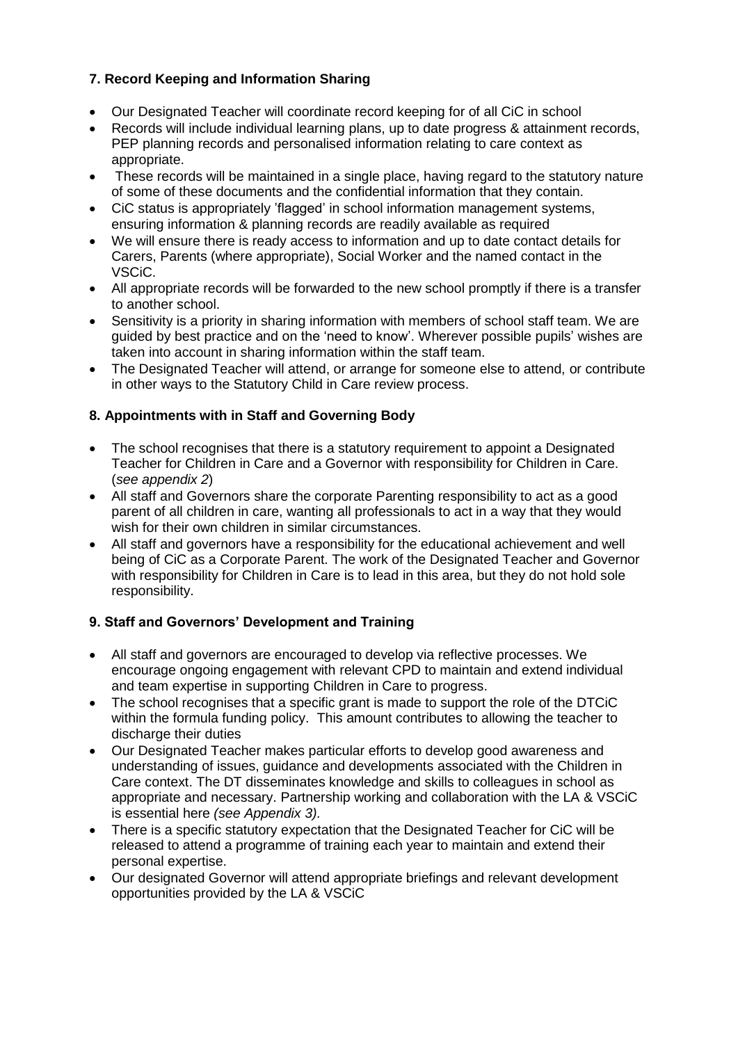### 7. Record Keeping and Information Sharing

- Our Designated Teacher will coordinate record keeping for of all CiC in school
- Records will include individual learning plans, up to date progress & attainment records, PEP planning records and personalised information relating to care context as appropriate.
- These records will be maintained in a single place, having regard to the statutory nature of some of these documents and the confidential information that they contain.
- CiC status is appropriately 'flagged' in school information management systems, ensuring information & planning records are readily available as required
- We will ensure there is ready access to information and up to date contact details for Carers, Parents (where appropriate), Social Worker and the named contact in the VSCiC.
- All appropriate records will be forwarded to the new school promptly if there is a transfer to another school.
- Sensitivity is a priority in sharing information with members of school staff team. We are guided by best practice and on the 'need to know'. Wherever possible pupils' wishes are taken into account in sharing information within the staff team.
- The Designated Teacher will attend, or arrange for someone else to attend, or contribute in other ways to the Statutory Child in Care review process.

### 8. Appointments with in Staff and Governing Body

- The school recognises that there is a statutory requirement to appoint a Designated Teacher for Children in Care and a Governor with responsibility for Children in Care. (*see appendix 2*)
- All staff and Governors share the corporate Parenting responsibility to act as a good parent of all children in care, wanting all professionals to act in a way that they would wish for their own children in similar circumstances.
- All staff and governors have a responsibility for the educational achievement and well being of CiC as a Corporate Parent. The work of the Designated Teacher and Governor with responsibility for Children in Care is to lead in this area, but they do not hold sole responsibility.

### 9. Staff and Governors' Development and Training

- All staff and governors are encouraged to develop via reflective processes. We encourage ongoing engagement with relevant CPD to maintain and extend individual and team expertise in supporting Children in Care to progress.
- The school recognises that a specific grant is made to support the role of the DTCiC within the formula funding policy. This amount contributes to allowing the teacher to discharge their duties
- Our Designated Teacher makes particular efforts to develop good awareness and understanding of issues, guidance and developments associated with the Children in Care context. The DT disseminates knowledge and skills to colleagues in school as appropriate and necessary. Partnership working and collaboration with the LA & VSCiC is essential here *(see Appendix 3).*
- There is a specific statutory expectation that the Designated Teacher for CiC will be released to attend a programme of training each year to maintain and extend their personal expertise.
- Our designated Governor will attend appropriate briefings and relevant development opportunities provided by the LA & VSCiC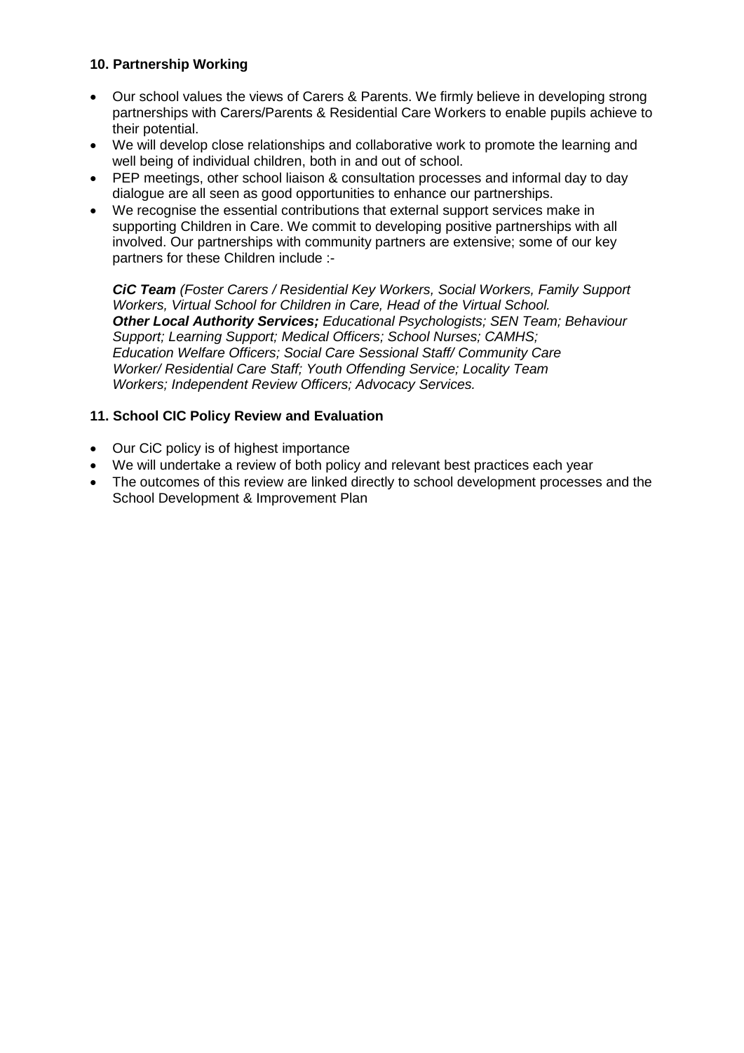### 10. Partnership Working

- Our school values the views of Carers & Parents. We firmly believe in developing strong partnerships with Carers/Parents & Residential Care Workers to enable pupils achieve to their potential.
- We will develop close relationships and collaborative work to promote the learning and well being of individual children, both in and out of school.
- PEP meetings, other school liaison & consultation processes and informal day to day dialogue are all seen as good opportunities to enhance our partnerships.
- We recognise the essential contributions that external support services make in supporting Children in Care. We commit to developing positive partnerships with all involved. Our partnerships with community partners are extensive; some of our key partners for these Children include :-

  ***CiC Team*** *(Foster Carers / Residential Key Workers, Social Workers, Family Support Workers, Virtual School for Children in Care, Head of the Virtual School.*
  ***Other Local Authority Services;*** *Educational Psychologists; SEN Team; Behaviour Support; Learning Support; Medical Officers; School Nurses; CAMHS; Education Welfare Officers; Social Care Sessional Staff/ Community Care Worker/ Residential Care Staff; Youth Offending Service; Locality Team Workers; Independent Review Officers; Advocacy Services.*

### 11. School CIC Policy Review and Evaluation

- Our CiC policy is of highest importance
- We will undertake a review of both policy and relevant best practices each year
- The outcomes of this review are linked directly to school development processes and the School Development & Improvement Plan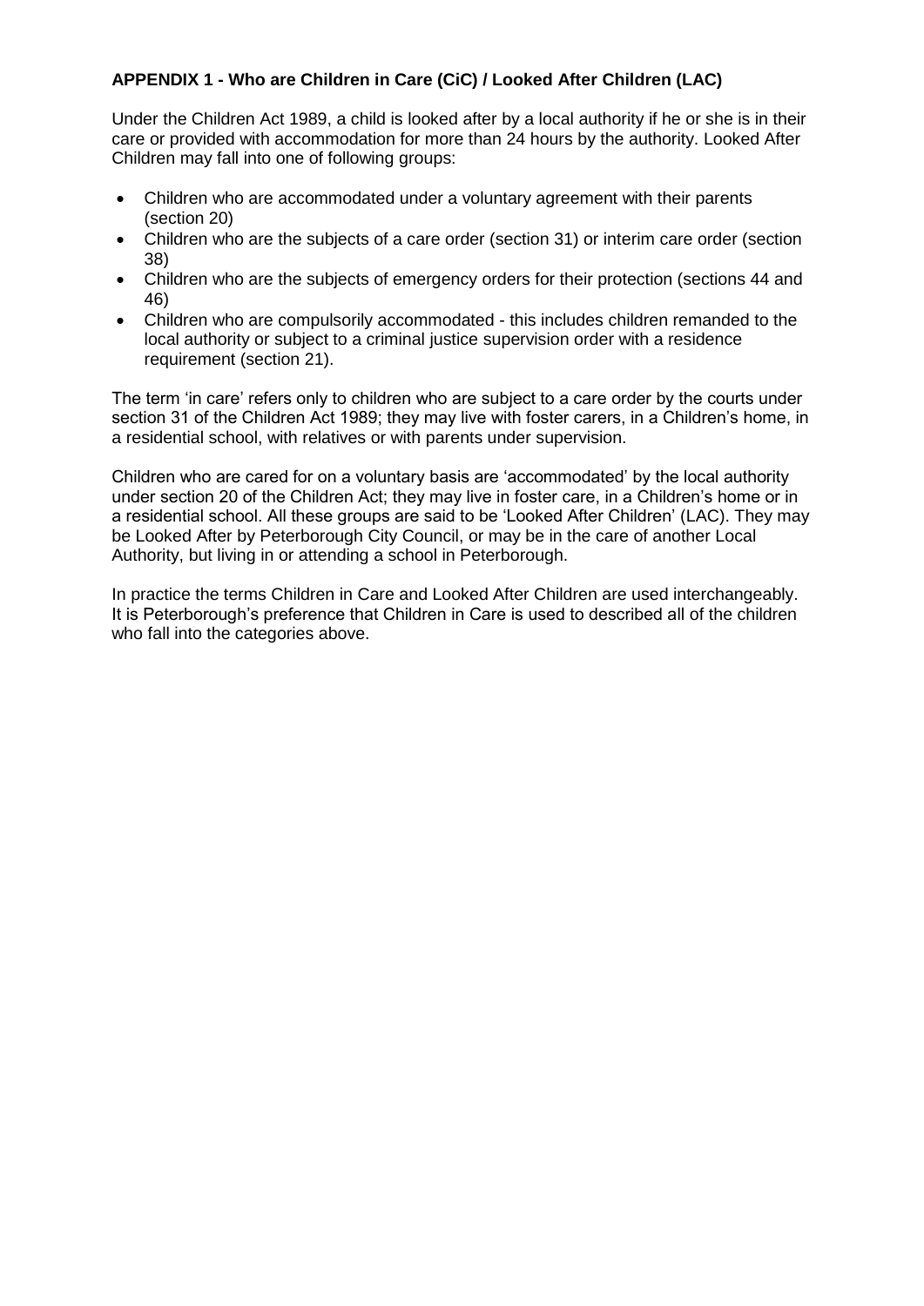**APPENDIX 1 - Who are Children in Care (CiC) / Looked After Children (LAC)**

Under the Children Act 1989, a child is looked after by a local authority if he or she is in their care or provided with accommodation for more than 24 hours by the authority. Looked After Children may fall into one of following groups:

- Children who are accommodated under a voluntary agreement with their parents (section 20)
- Children who are the subjects of a care order (section 31) or interim care order (section 38)
- Children who are the subjects of emergency orders for their protection (sections 44 and 46)
- Children who are compulsorily accommodated - this includes children remanded to the local authority or subject to a criminal justice supervision order with a residence requirement (section 21).

The term 'in care' refers only to children who are subject to a care order by the courts under section 31 of the Children Act 1989; they may live with foster carers, in a Children's home, in a residential school, with relatives or with parents under supervision.

Children who are cared for on a voluntary basis are 'accommodated' by the local authority under section 20 of the Children Act; they may live in foster care, in a Children's home or in a residential school. All these groups are said to be 'Looked After Children' (LAC). They may be Looked After by Peterborough City Council, or may be in the care of another Local Authority, but living in or attending a school in Peterborough.

In practice the terms Children in Care and Looked After Children are used interchangeably. It is Peterborough's preference that Children in Care is used to described all of the children who fall into the categories above.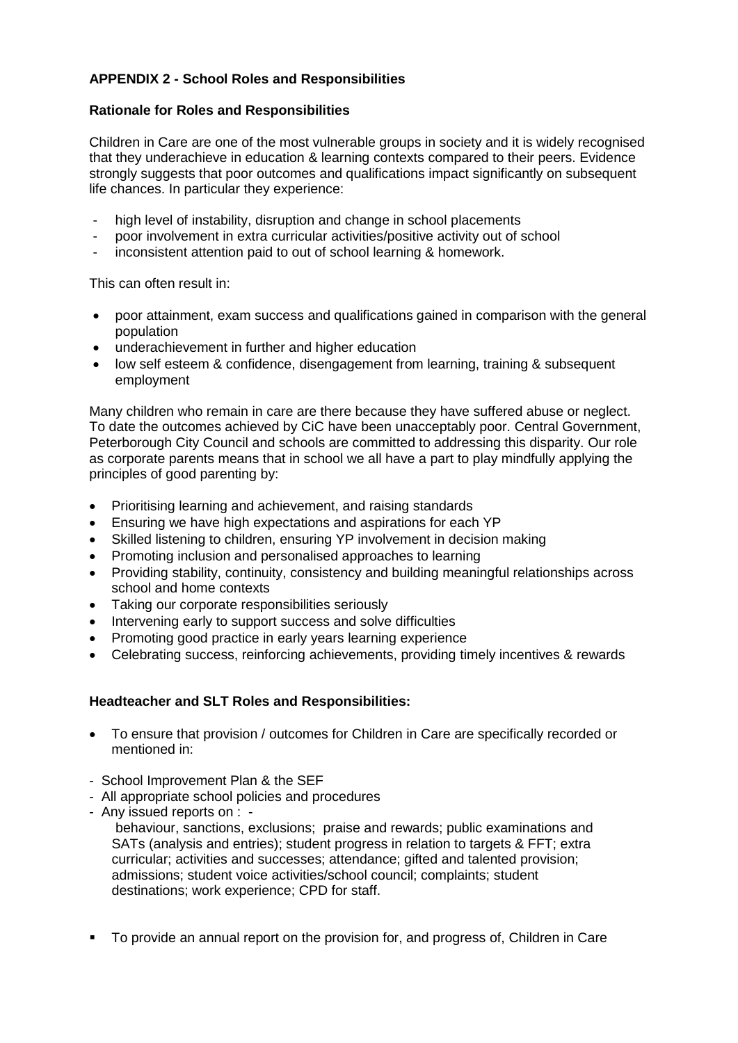**APPENDIX 2 - School Roles and Responsibilities**

**Rationale for Roles and Responsibilities**

Children in Care are one of the most vulnerable groups in society and it is widely recognised that they underachieve in education & learning contexts compared to their peers. Evidence strongly suggests that poor outcomes and qualifications impact significantly on subsequent life chances. In particular they experience:

- high level of instability, disruption and change in school placements
- poor involvement in extra curricular activities/positive activity out of school
- inconsistent attention paid to out of school learning & homework.

This can often result in:

- poor attainment, exam success and qualifications gained in comparison with the general population
- underachievement in further and higher education
- low self esteem & confidence, disengagement from learning, training & subsequent employment

Many children who remain in care are there because they have suffered abuse or neglect. To date the outcomes achieved by CiC have been unacceptably poor. Central Government, Peterborough City Council and schools are committed to addressing this disparity. Our role as corporate parents means that in school we all have a part to play mindfully applying the principles of good parenting by:

- Prioritising learning and achievement, and raising standards
- Ensuring we have high expectations and aspirations for each YP
- Skilled listening to children, ensuring YP involvement in decision making
- Promoting inclusion and personalised approaches to learning
- Providing stability, continuity, consistency and building meaningful relationships across school and home contexts
- Taking our corporate responsibilities seriously
- Intervening early to support success and solve difficulties
- Promoting good practice in early years learning experience
- Celebrating success, reinforcing achievements, providing timely incentives & rewards

**Headteacher and SLT Roles and Responsibilities:**

- To ensure that provision / outcomes for Children in Care are specifically recorded or mentioned in:

- School Improvement Plan & the SEF
- All appropriate school policies and procedures
- Any issued reports on : -
  behaviour, sanctions, exclusions; praise and rewards; public examinations and SATs (analysis and entries); student progress in relation to targets & FFT; extra curricular; activities and successes; attendance; gifted and talented provision; admissions; student voice activities/school council; complaints; student destinations; work experience; CPD for staff.

- To provide an annual report on the provision for, and progress of, Children in Care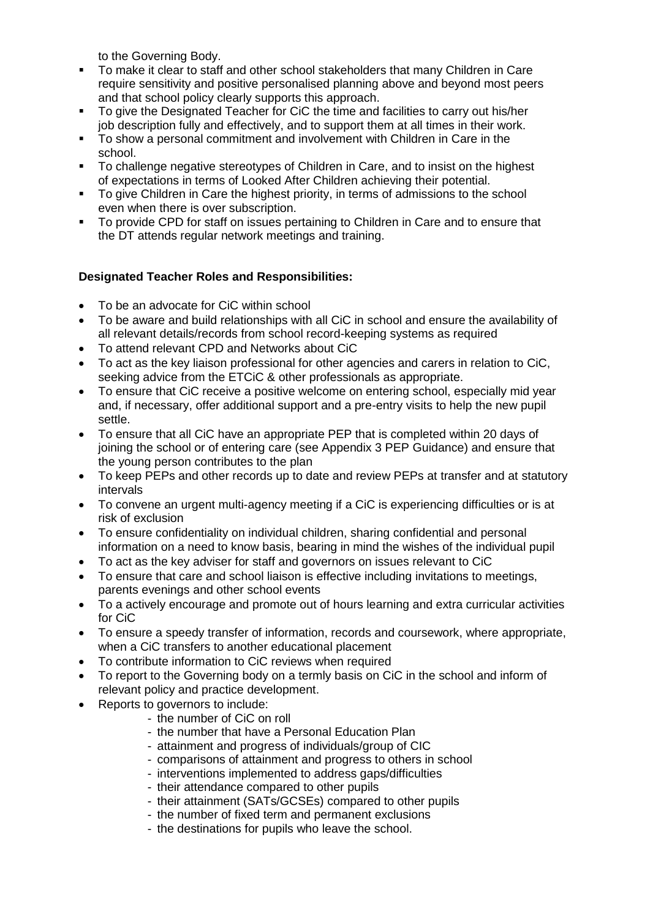to the Governing Body.

- To make it clear to staff and other school stakeholders that many Children in Care require sensitivity and positive personalised planning above and beyond most peers and that school policy clearly supports this approach.
- To give the Designated Teacher for CiC the time and facilities to carry out his/her job description fully and effectively, and to support them at all times in their work.
- To show a personal commitment and involvement with Children in Care in the school.
- To challenge negative stereotypes of Children in Care, and to insist on the highest of expectations in terms of Looked After Children achieving their potential.
- To give Children in Care the highest priority, in terms of admissions to the school even when there is over subscription.
- To provide CPD for staff on issues pertaining to Children in Care and to ensure that the DT attends regular network meetings and training.

**Designated Teacher Roles and Responsibilities:**

- To be an advocate for CiC within school
- To be aware and build relationships with all CiC in school and ensure the availability of all relevant details/records from school record-keeping systems as required
- To attend relevant CPD and Networks about CiC
- To act as the key liaison professional for other agencies and carers in relation to CiC, seeking advice from the ETCiC & other professionals as appropriate.
- To ensure that CiC receive a positive welcome on entering school, especially mid year and, if necessary, offer additional support and a pre-entry visits to help the new pupil settle.
- To ensure that all CiC have an appropriate PEP that is completed within 20 days of joining the school or of entering care (see Appendix 3 PEP Guidance) and ensure that the young person contributes to the plan
- To keep PEPs and other records up to date and review PEPs at transfer and at statutory intervals
- To convene an urgent multi-agency meeting if a CiC is experiencing difficulties or is at risk of exclusion
- To ensure confidentiality on individual children, sharing confidential and personal information on a need to know basis, bearing in mind the wishes of the individual pupil
- To act as the key adviser for staff and governors on issues relevant to CiC
- To ensure that care and school liaison is effective including invitations to meetings, parents evenings and other school events
- To a actively encourage and promote out of hours learning and extra curricular activities for CiC
- To ensure a speedy transfer of information, records and coursework, where appropriate, when a CiC transfers to another educational placement
- To contribute information to CiC reviews when required
- To report to the Governing body on a termly basis on CiC in the school and inform of relevant policy and practice development.
- Reports to governors to include:
  - the number of CiC on roll
  - the number that have a Personal Education Plan
  - attainment and progress of individuals/group of CIC
  - comparisons of attainment and progress to others in school
  - interventions implemented to address gaps/difficulties
  - their attendance compared to other pupils
  - their attainment (SATs/GCSEs) compared to other pupils
  - the number of fixed term and permanent exclusions
  - the destinations for pupils who leave the school.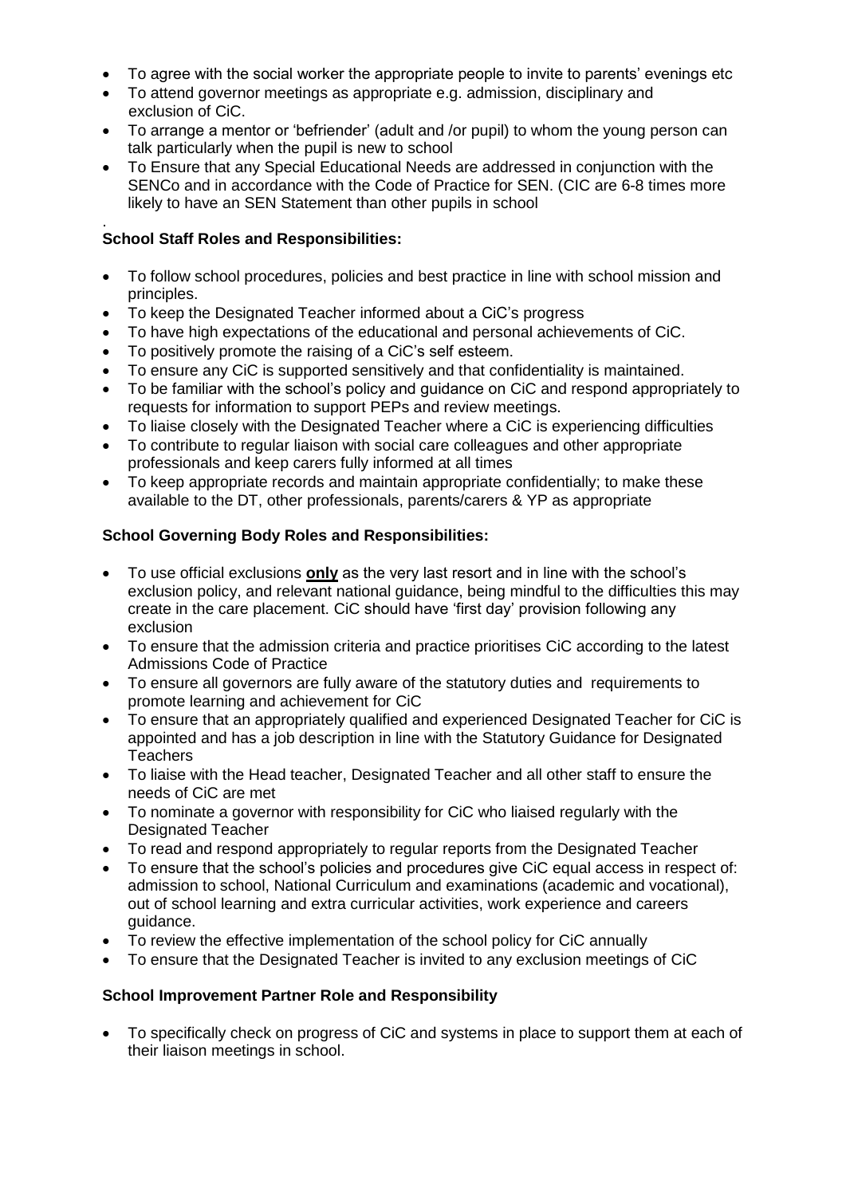- To agree with the social worker the appropriate people to invite to parents' evenings etc
- To attend governor meetings as appropriate e.g. admission, disciplinary and exclusion of CiC.
- To arrange a mentor or 'befriender' (adult and /or pupil) to whom the young person can talk particularly when the pupil is new to school
- To Ensure that any Special Educational Needs are addressed in conjunction with the SENCo and in accordance with the Code of Practice for SEN. (CIC are 6-8 times more likely to have an SEN Statement than other pupils in school

.

**School Staff Roles and Responsibilities:**

- To follow school procedures, policies and best practice in line with school mission and principles.
- To keep the Designated Teacher informed about a CiC's progress
- To have high expectations of the educational and personal achievements of CiC.
- To positively promote the raising of a CiC's self esteem.
- To ensure any CiC is supported sensitively and that confidentiality is maintained.
- To be familiar with the school's policy and guidance on CiC and respond appropriately to requests for information to support PEPs and review meetings.
- To liaise closely with the Designated Teacher where a CiC is experiencing difficulties
- To contribute to regular liaison with social care colleagues and other appropriate professionals and keep carers fully informed at all times
- To keep appropriate records and maintain appropriate confidentially; to make these available to the DT, other professionals, parents/carers & YP as appropriate

**School Governing Body Roles and Responsibilities:**

- To use official exclusions **only** as the very last resort and in line with the school's exclusion policy, and relevant national guidance, being mindful to the difficulties this may create in the care placement. CiC should have 'first day' provision following any exclusion
- To ensure that the admission criteria and practice prioritises CiC according to the latest Admissions Code of Practice
- To ensure all governors are fully aware of the statutory duties and requirements to promote learning and achievement for CiC
- To ensure that an appropriately qualified and experienced Designated Teacher for CiC is appointed and has a job description in line with the Statutory Guidance for Designated Teachers
- To liaise with the Head teacher, Designated Teacher and all other staff to ensure the needs of CiC are met
- To nominate a governor with responsibility for CiC who liaised regularly with the Designated Teacher
- To read and respond appropriately to regular reports from the Designated Teacher
- To ensure that the school's policies and procedures give CiC equal access in respect of: admission to school, National Curriculum and examinations (academic and vocational), out of school learning and extra curricular activities, work experience and careers guidance.
- To review the effective implementation of the school policy for CiC annually
- To ensure that the Designated Teacher is invited to any exclusion meetings of CiC

**School Improvement Partner Role and Responsibility**

- To specifically check on progress of CiC and systems in place to support them at each of their liaison meetings in school.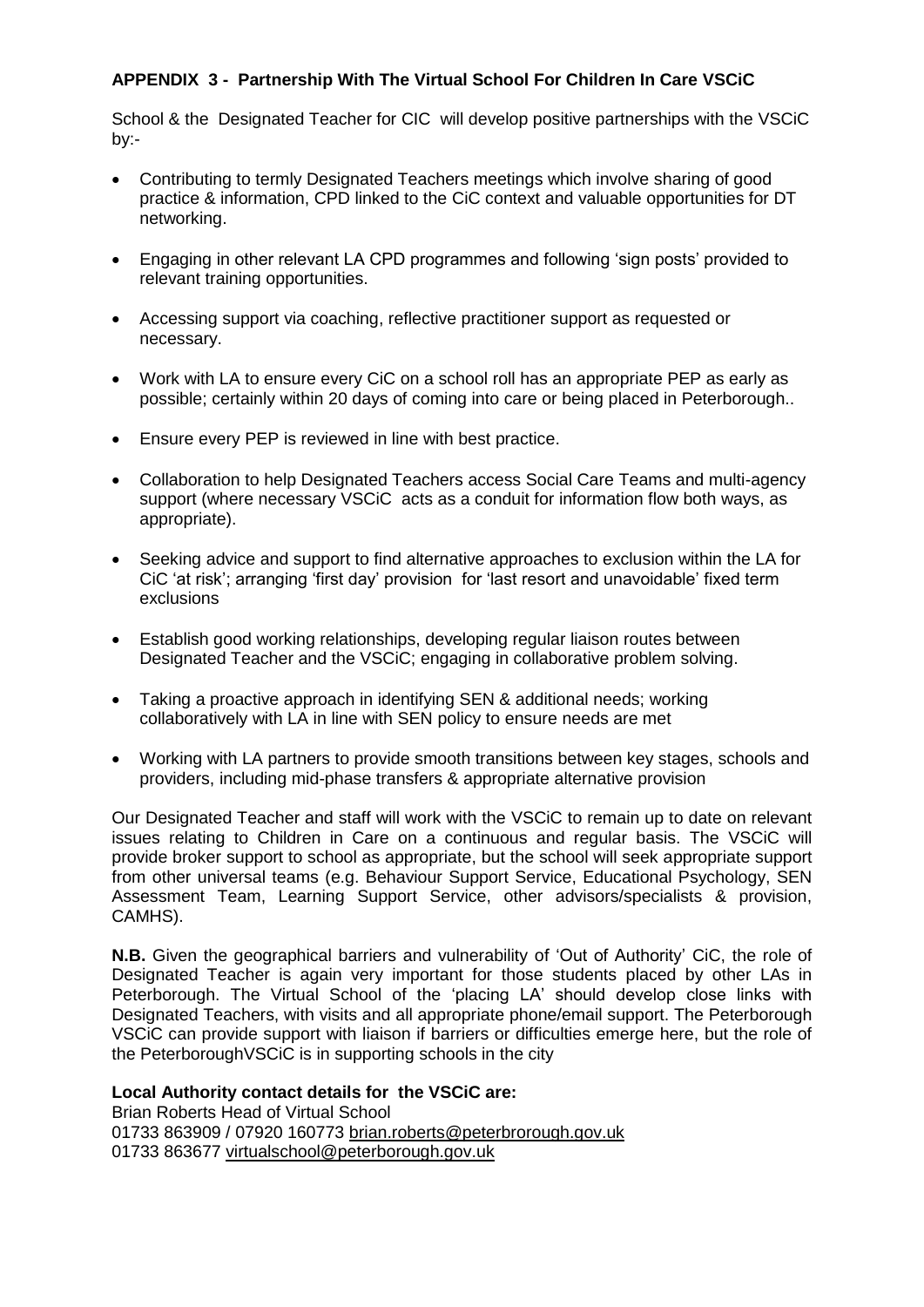**APPENDIX 3 - Partnership With The Virtual School For Children In Care VSCiC**

School & the Designated Teacher for CIC will develop positive partnerships with the VSCiC by:-

- Contributing to termly Designated Teachers meetings which involve sharing of good practice & information, CPD linked to the CiC context and valuable opportunities for DT networking.
- Engaging in other relevant LA CPD programmes and following 'sign posts' provided to relevant training opportunities.
- Accessing support via coaching, reflective practitioner support as requested or necessary.
- Work with LA to ensure every CiC on a school roll has an appropriate PEP as early as possible; certainly within 20 days of coming into care or being placed in Peterborough..
- Ensure every PEP is reviewed in line with best practice.
- Collaboration to help Designated Teachers access Social Care Teams and multi-agency support (where necessary VSCiC acts as a conduit for information flow both ways, as appropriate).
- Seeking advice and support to find alternative approaches to exclusion within the LA for CiC 'at risk'; arranging 'first day' provision for 'last resort and unavoidable' fixed term exclusions
- Establish good working relationships, developing regular liaison routes between Designated Teacher and the VSCiC; engaging in collaborative problem solving.
- Taking a proactive approach in identifying SEN & additional needs; working collaboratively with LA in line with SEN policy to ensure needs are met
- Working with LA partners to provide smooth transitions between key stages, schools and providers, including mid-phase transfers & appropriate alternative provision

Our Designated Teacher and staff will work with the VSCiC to remain up to date on relevant issues relating to Children in Care on a continuous and regular basis. The VSCiC will provide broker support to school as appropriate, but the school will seek appropriate support from other universal teams (e.g. Behaviour Support Service, Educational Psychology, SEN Assessment Team, Learning Support Service, other advisors/specialists & provision, CAMHS).

**N.B.** Given the geographical barriers and vulnerability of 'Out of Authority' CiC, the role of Designated Teacher is again very important for those students placed by other LAs in Peterborough. The Virtual School of the 'placing LA' should develop close links with Designated Teachers, with visits and all appropriate phone/email support. The Peterborough VSCiC can provide support with liaison if barriers or difficulties emerge here, but the role of the PeterboroughVSCiC is in supporting schools in the city

**Local Authority contact details for the VSCiC are:**
Brian Roberts Head of Virtual School
01733 863909 / 07920 160773 brian.roberts@peterbrorough.gov.uk
01733 863677 virtualschool@peterborough.gov.uk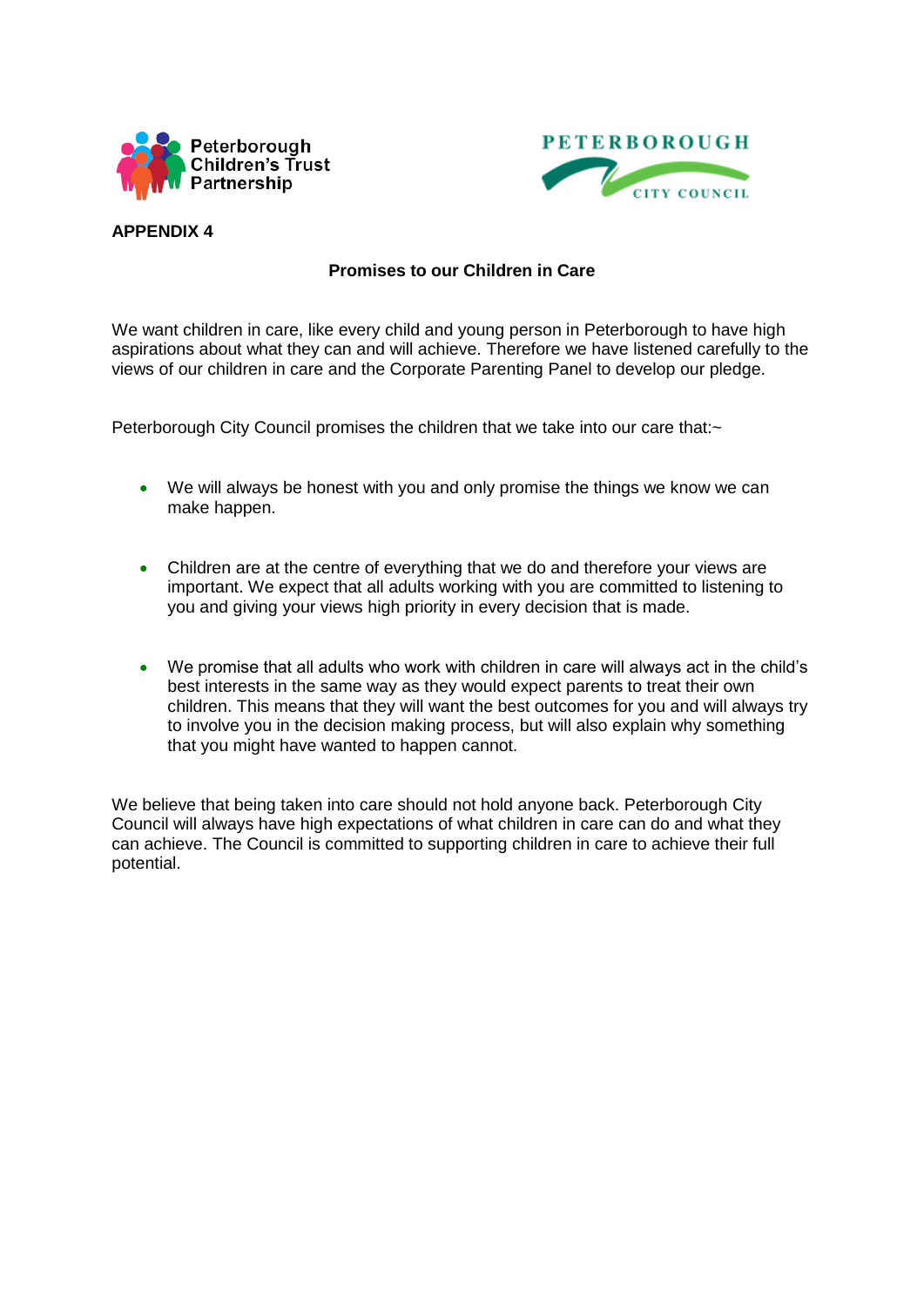Peterborough Children's Trust Partnership

PETERBOROUGH CITY COUNCIL

**APPENDIX 4**

## Promises to our Children in Care

We want children in care, like every child and young person in Peterborough to have high aspirations about what they can and will achieve. Therefore we have listened carefully to the views of our children in care and the Corporate Parenting Panel to develop our pledge.

Peterborough City Council promises the children that we take into our care that:~

- We will always be honest with you and only promise the things we know we can make happen.
- Children are at the centre of everything that we do and therefore your views are important. We expect that all adults working with you are committed to listening to you and giving your views high priority in every decision that is made.
- We promise that all adults who work with children in care will always act in the child's best interests in the same way as they would expect parents to treat their own children. This means that they will want the best outcomes for you and will always try to involve you in the decision making process, but will also explain why something that you might have wanted to happen cannot.

We believe that being taken into care should not hold anyone back. Peterborough City Council will always have high expectations of what children in care can do and what they can achieve. The Council is committed to supporting children in care to achieve their full potential.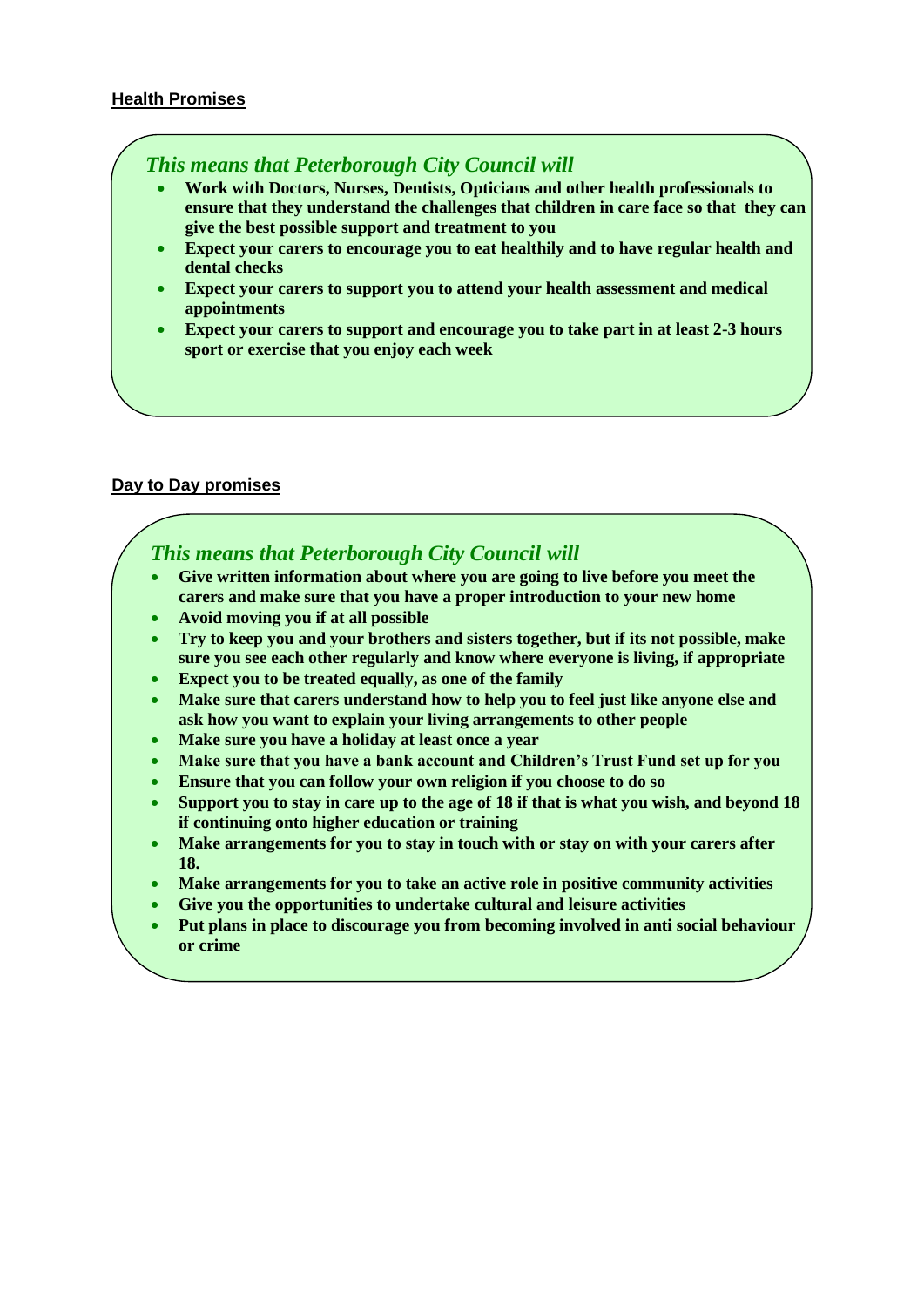**Health Promises**

*This means that Peterborough City Council will*

- **Work with Doctors, Nurses, Dentists, Opticians and other health professionals to ensure that they understand the challenges that children in care face so that they can give the best possible support and treatment to you**
- **Expect your carers to encourage you to eat healthily and to have regular health and dental checks**
- **Expect your carers to support you to attend your health assessment and medical appointments**
- **Expect your carers to support and encourage you to take part in at least 2-3 hours sport or exercise that you enjoy each week**

**Day to Day promises**

*This means that Peterborough City Council will*

- **Give written information about where you are going to live before you meet the carers and make sure that you have a proper introduction to your new home**
- **Avoid moving you if at all possible**
- **Try to keep you and your brothers and sisters together, but if its not possible, make sure you see each other regularly and know where everyone is living, if appropriate**
- **Expect you to be treated equally, as one of the family**
- **Make sure that carers understand how to help you to feel just like anyone else and ask how you want to explain your living arrangements to other people**
- **Make sure you have a holiday at least once a year**
- **Make sure that you have a bank account and Children's Trust Fund set up for you**
- **Ensure that you can follow your own religion if you choose to do so**
- **Support you to stay in care up to the age of 18 if that is what you wish, and beyond 18 if continuing onto higher education or training**
- **Make arrangements for you to stay in touch with or stay on with your carers after 18.**
- **Make arrangements for you to take an active role in positive community activities**
- **Give you the opportunities to undertake cultural and leisure activities**
- **Put plans in place to discourage you from becoming involved in anti social behaviour or crime**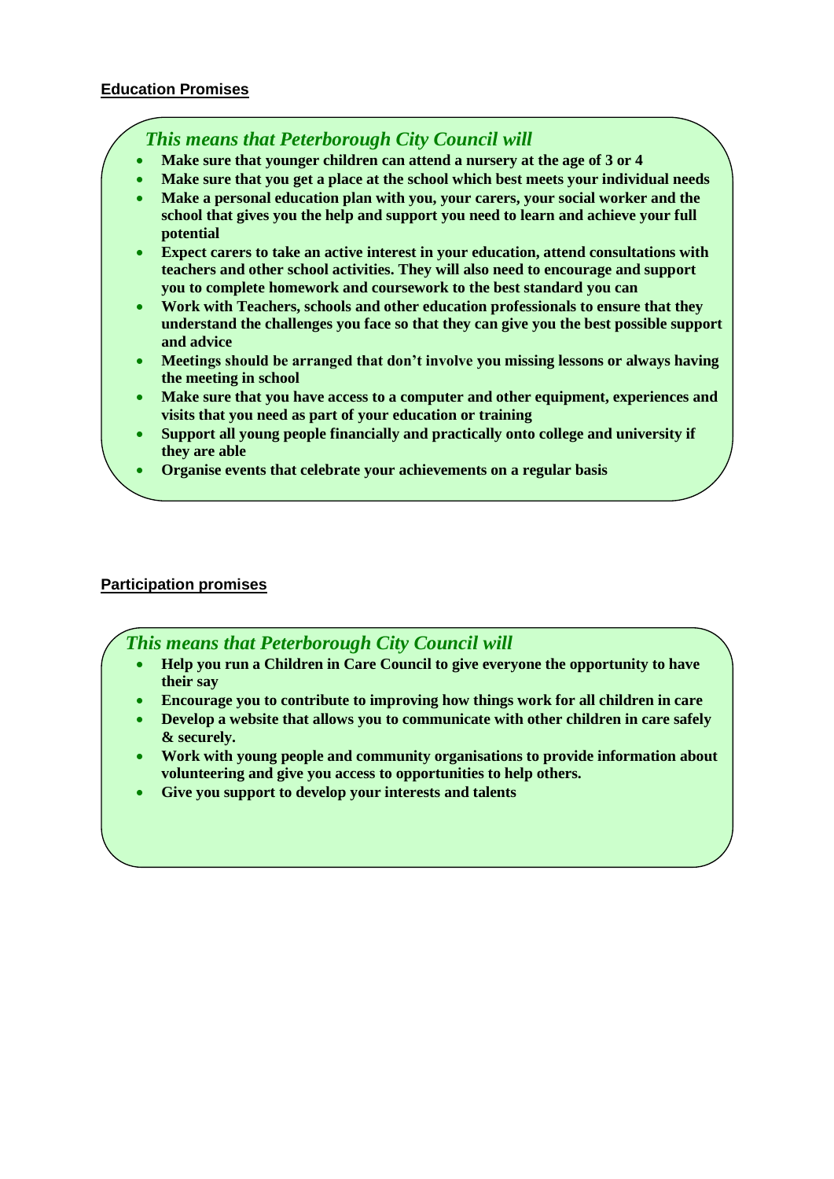**Education Promises**

*This means that Peterborough City Council will*

- **Make sure that younger children can attend a nursery at the age of 3 or 4**
- **Make sure that you get a place at the school which best meets your individual needs**
- **Make a personal education plan with you, your carers, your social worker and the school that gives you the help and support you need to learn and achieve your full potential**
- **Expect carers to take an active interest in your education, attend consultations with teachers and other school activities. They will also need to encourage and support you to complete homework and coursework to the best standard you can**
- **Work with Teachers, schools and other education professionals to ensure that they understand the challenges you face so that they can give you the best possible support and advice**
- **Meetings should be arranged that don't involve you missing lessons or always having the meeting in school**
- **Make sure that you have access to a computer and other equipment, experiences and visits that you need as part of your education or training**
- **Support all young people financially and practically onto college and university if they are able**
- **Organise events that celebrate your achievements on a regular basis**

**Participation promises**

*This means that Peterborough City Council will*

- **Help you run a Children in Care Council to give everyone the opportunity to have their say**
- **Encourage you to contribute to improving how things work for all children in care**
- **Develop a website that allows you to communicate with other children in care safely & securely.**
- **Work with young people and community organisations to provide information about volunteering and give you access to opportunities to help others.**
- **Give you support to develop your interests and talents**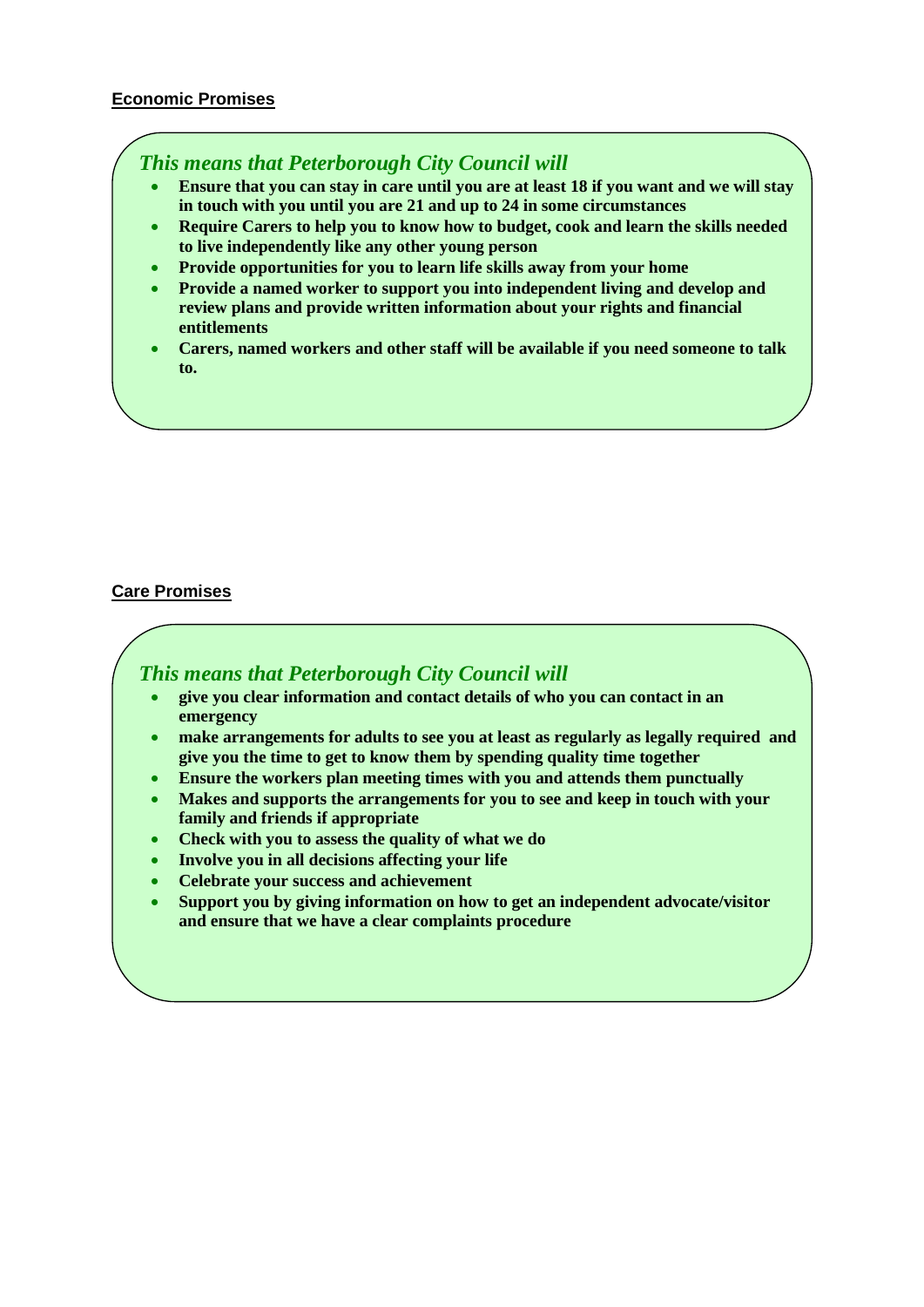**Economic Promises**

*This means that Peterborough City Council will*

- **Ensure that you can stay in care until you are at least 18 if you want and we will stay in touch with you until you are 21 and up to 24 in some circumstances**
- **Require Carers to help you to know how to budget, cook and learn the skills needed to live independently like any other young person**
- **Provide opportunities for you to learn life skills away from your home**
- **Provide a named worker to support you into independent living and develop and review plans and provide written information about your rights and financial entitlements**
- **Carers, named workers and other staff will be available if you need someone to talk to.**

**Care Promises**

*This means that Peterborough City Council will*

- **give you clear information and contact details of who you can contact in an emergency**
- **make arrangements for adults to see you at least as regularly as legally required and give you the time to get to know them by spending quality time together**
- **Ensure the workers plan meeting times with you and attends them punctually**
- **Makes and supports the arrangements for you to see and keep in touch with your family and friends if appropriate**
- **Check with you to assess the quality of what we do**
- **Involve you in all decisions affecting your life**
- **Celebrate your success and achievement**
- **Support you by giving information on how to get an independent advocate/visitor and ensure that we have a clear complaints procedure**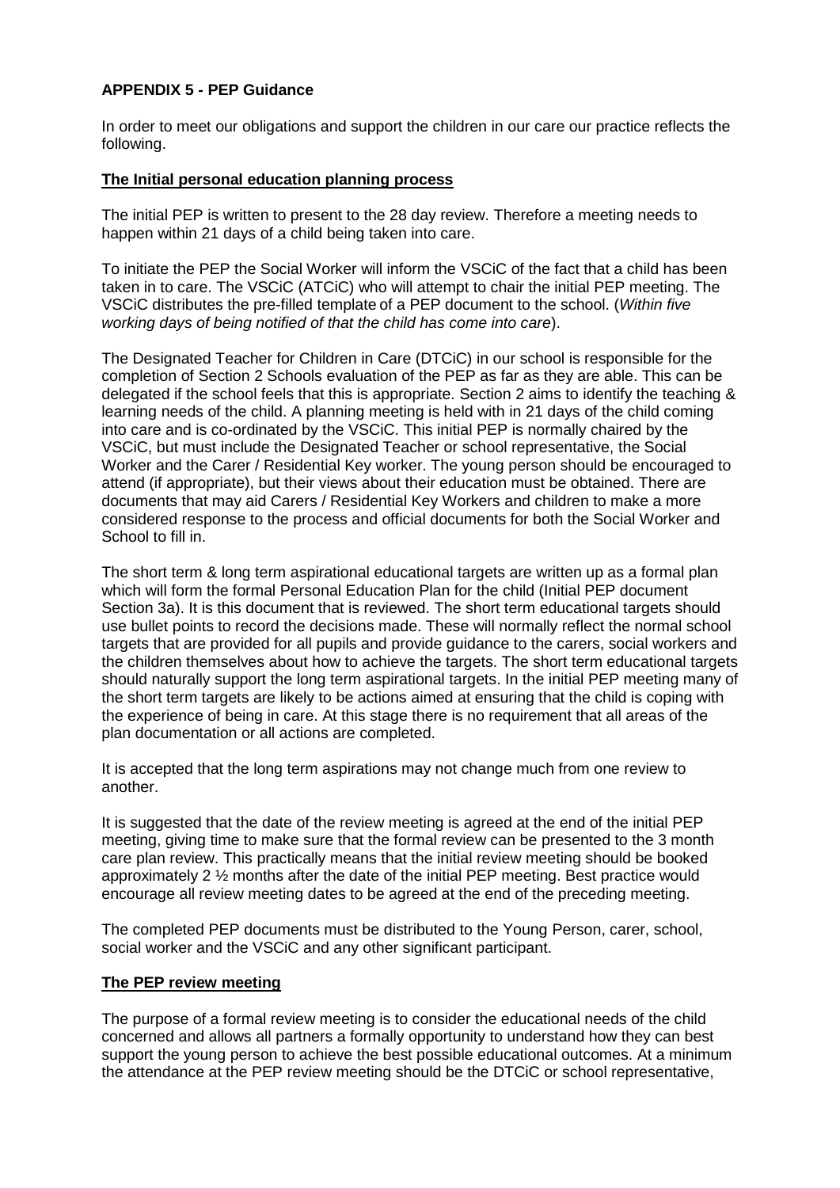**APPENDIX 5 - PEP Guidance**

In order to meet our obligations and support the children in our care our practice reflects the following.

**The Initial personal education planning process**

The initial PEP is written to present to the 28 day review. Therefore a meeting needs to happen within 21 days of a child being taken into care.

To initiate the PEP the Social Worker will inform the VSCiC of the fact that a child has been taken in to care. The VSCiC (ATCiC) who will attempt to chair the initial PEP meeting. The VSCiC distributes the pre-filled template of a PEP document to the school. (*Within five working days of being notified of that the child has come into care*).

The Designated Teacher for Children in Care (DTCiC) in our school is responsible for the completion of Section 2 Schools evaluation of the PEP as far as they are able. This can be delegated if the school feels that this is appropriate. Section 2 aims to identify the teaching & learning needs of the child. A planning meeting is held with in 21 days of the child coming into care and is co-ordinated by the VSCiC. This initial PEP is normally chaired by the VSCiC, but must include the Designated Teacher or school representative, the Social Worker and the Carer / Residential Key worker. The young person should be encouraged to attend (if appropriate), but their views about their education must be obtained. There are documents that may aid Carers / Residential Key Workers and children to make a more considered response to the process and official documents for both the Social Worker and School to fill in.

The short term & long term aspirational educational targets are written up as a formal plan which will form the formal Personal Education Plan for the child (Initial PEP document Section 3a). It is this document that is reviewed. The short term educational targets should use bullet points to record the decisions made. These will normally reflect the normal school targets that are provided for all pupils and provide guidance to the carers, social workers and the children themselves about how to achieve the targets. The short term educational targets should naturally support the long term aspirational targets. In the initial PEP meeting many of the short term targets are likely to be actions aimed at ensuring that the child is coping with the experience of being in care. At this stage there is no requirement that all areas of the plan documentation or all actions are completed.

It is accepted that the long term aspirations may not change much from one review to another.

It is suggested that the date of the review meeting is agreed at the end of the initial PEP meeting, giving time to make sure that the formal review can be presented to the 3 month care plan review. This practically means that the initial review meeting should be booked approximately 2 ½ months after the date of the initial PEP meeting. Best practice would encourage all review meeting dates to be agreed at the end of the preceding meeting.

The completed PEP documents must be distributed to the Young Person, carer, school, social worker and the VSCiC and any other significant participant.

**The PEP review meeting**

The purpose of a formal review meeting is to consider the educational needs of the child concerned and allows all partners a formally opportunity to understand how they can best support the young person to achieve the best possible educational outcomes. At a minimum the attendance at the PEP review meeting should be the DTCiC or school representative,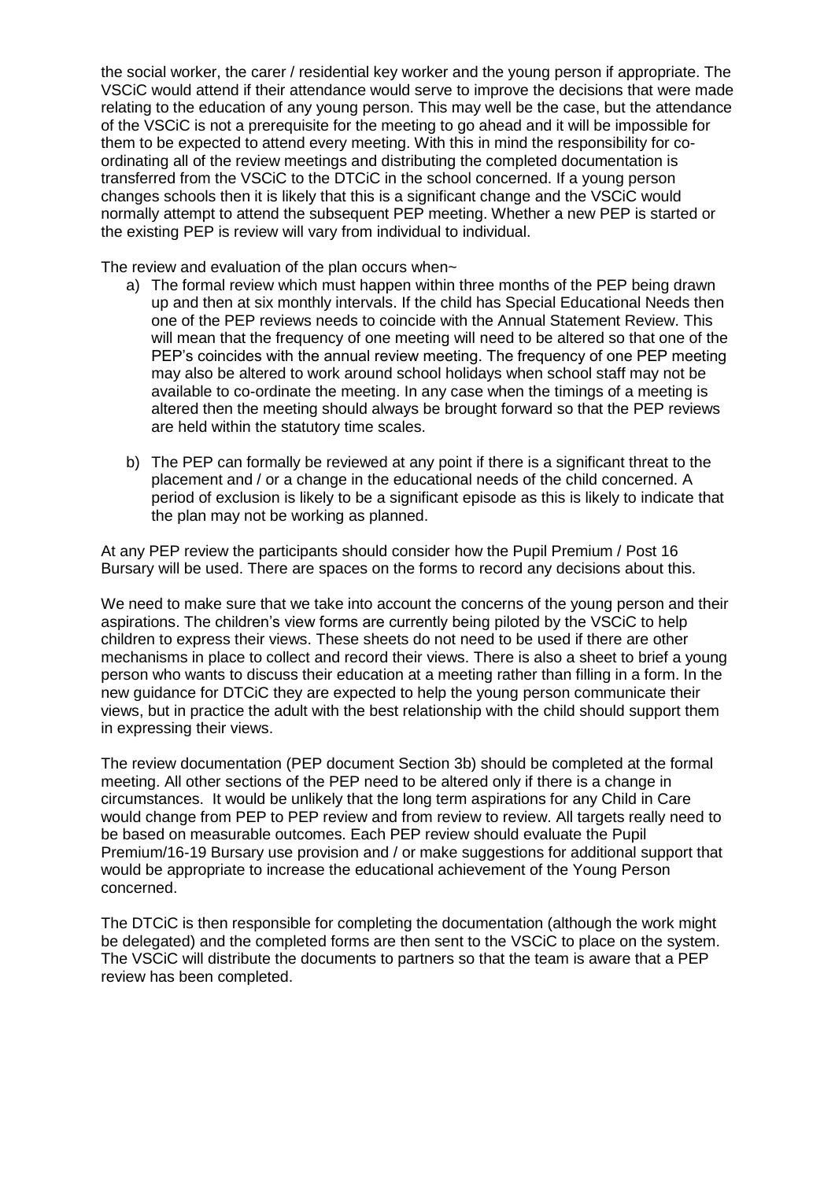the social worker, the carer / residential key worker and the young person if appropriate. The VSCiC would attend if their attendance would serve to improve the decisions that were made relating to the education of any young person. This may well be the case, but the attendance of the VSCiC is not a prerequisite for the meeting to go ahead and it will be impossible for them to be expected to attend every meeting. With this in mind the responsibility for co-ordinating all of the review meetings and distributing the completed documentation is transferred from the VSCiC to the DTCiC in the school concerned. If a young person changes schools then it is likely that this is a significant change and the VSCiC would normally attempt to attend the subsequent PEP meeting. Whether a new PEP is started or the existing PEP is review will vary from individual to individual.

The review and evaluation of the plan occurs when~

a) The formal review which must happen within three months of the PEP being drawn up and then at six monthly intervals. If the child has Special Educational Needs then one of the PEP reviews needs to coincide with the Annual Statement Review. This will mean that the frequency of one meeting will need to be altered so that one of the PEP's coincides with the annual review meeting. The frequency of one PEP meeting may also be altered to work around school holidays when school staff may not be available to co-ordinate the meeting. In any case when the timings of a meeting is altered then the meeting should always be brought forward so that the PEP reviews are held within the statutory time scales.

b) The PEP can formally be reviewed at any point if there is a significant threat to the placement and / or a change in the educational needs of the child concerned. A period of exclusion is likely to be a significant episode as this is likely to indicate that the plan may not be working as planned.

At any PEP review the participants should consider how the Pupil Premium / Post 16 Bursary will be used. There are spaces on the forms to record any decisions about this.

We need to make sure that we take into account the concerns of the young person and their aspirations. The children's view forms are currently being piloted by the VSCiC to help children to express their views. These sheets do not need to be used if there are other mechanisms in place to collect and record their views. There is also a sheet to brief a young person who wants to discuss their education at a meeting rather than filling in a form. In the new guidance for DTCiC they are expected to help the young person communicate their views, but in practice the adult with the best relationship with the child should support them in expressing their views.

The review documentation (PEP document Section 3b) should be completed at the formal meeting. All other sections of the PEP need to be altered only if there is a change in circumstances. It would be unlikely that the long term aspirations for any Child in Care would change from PEP to PEP review and from review to review. All targets really need to be based on measurable outcomes. Each PEP review should evaluate the Pupil Premium/16-19 Bursary use provision and / or make suggestions for additional support that would be appropriate to increase the educational achievement of the Young Person concerned.

The DTCiC is then responsible for completing the documentation (although the work might be delegated) and the completed forms are then sent to the VSCiC to place on the system. The VSCiC will distribute the documents to partners so that the team is aware that a PEP review has been completed.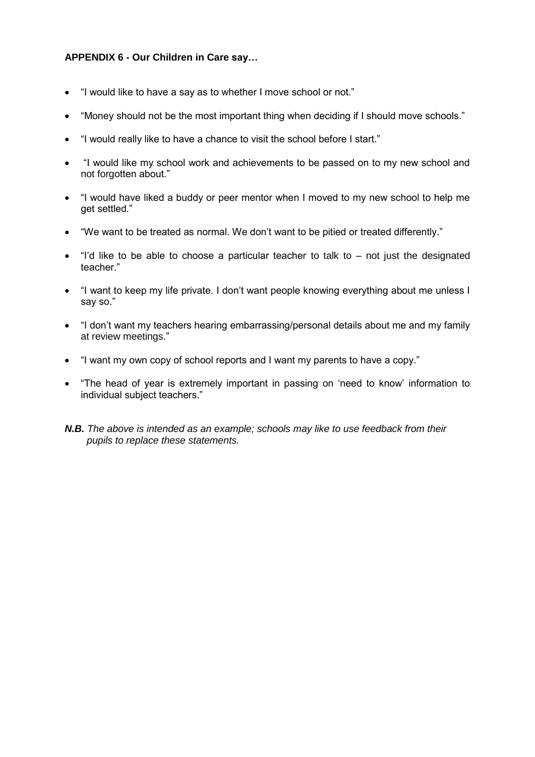**APPENDIX 6 - Our Children in Care say…**

- "I would like to have a say as to whether I move school or not."
- "Money should not be the most important thing when deciding if I should move schools."
- "I would really like to have a chance to visit the school before I start."
- "I would like my school work and achievements to be passed on to my new school and not forgotten about."
- "I would have liked a buddy or peer mentor when I moved to my new school to help me get settled."
- "We want to be treated as normal. We don't want to be pitied or treated differently."
- "I'd like to be able to choose a particular teacher to talk to – not just the designated teacher."
- "I want to keep my life private. I don't want people knowing everything about me unless I say so."
- "I don't want my teachers hearing embarrassing/personal details about me and my family at review meetings."
- "I want my own copy of school reports and I want my parents to have a copy."
- "The head of year is extremely important in passing on 'need to know' information to individual subject teachers."

***N.B.*** *The above is intended as an example; schools may like to use feedback from their pupils to replace these statements.*